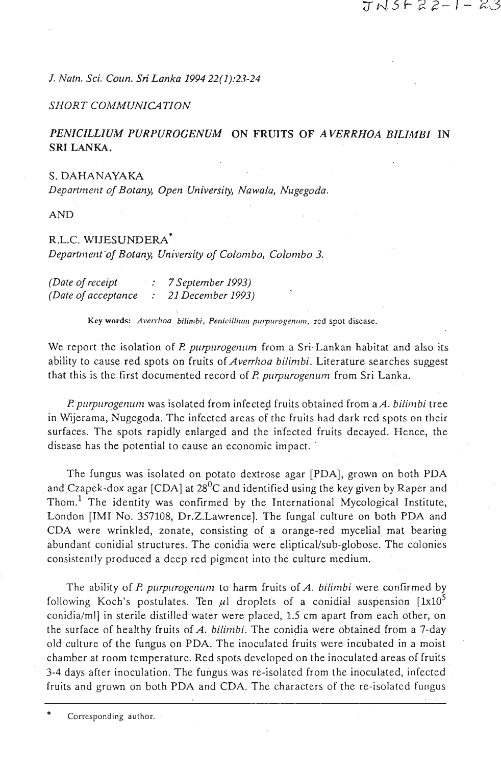SHORT COMMUNICATION

# *PENICILLIUM PURPUROGENUM* ON FRUITS OF *AVERRHOA BILIMBI* IN SRI LANKA.

S. DAHANAYAKA
*Department of Botany, Open University, Nawala, Nugegoda.*

AND

R.L.C. WIJESUNDERA*
*Department of Botany, University of Colombo, Colombo 3.*

*(Date of receipt : 7 September 1993)*
*(Date of acceptance : 21 December 1993)*

**Key words:** *Averrhoa bilimbi, Penicillium purpurogenum,* red spot disease.

We report the isolation of *P. purpurogenum* from a Sri Lankan habitat and also its ability to cause red spots on fruits of *Averrhoa bilimbi*. Literature searches suggest that this is the first documented record of *P. purpurogenum* from Sri Lanka.

*P. purpurogenum* was isolated from infected fruits obtained from a *A. bilimbi* tree in Wijerama, Nugegoda. The infected areas of the fruits had dark red spots on their surfaces. The spots rapidly enlarged and the infected fruits decayed. Hence, the disease has the potential to cause an economic impact.

The fungus was isolated on potato dextrose agar [PDA], grown on both PDA and Czapek-dox agar [CDA] at 28$^{0}$C and identified using the key given by Raper and Thom.[1] The identity was confirmed by the International Mycological Institute, London [IMI No. 357108, Dr.Z.Lawrence]. The fungal culture on both PDA and CDA were wrinkled, zonate, consisting of a orange-red mycelial mat bearing abundant conidial structures. The conidia were eliptical/sub-globose. The colonies consistently produced a deep red pigment into the culture medium.

The ability of *P. purpurogenum* to harm fruits of *A. bilimbi* were confirmed by following Koch's postulates. Ten $\mu$l droplets of a conidial suspension [$1 \times 10^{5}$ conidia/ml] in sterile distilled water were placed, 1.5 cm apart from each other, on the surface of healthy fruits of *A. bilimbi*. The conidia were obtained from a 7-day old culture of the fungus on PDA. The inoculated fruits were incubated in a moist chamber at room temperature. Red spots developed on the inoculated areas of fruits 3-4 days after inoculation. The fungus was re-isolated from the inoculated, infected fruits and grown on both PDA and CDA. The characters of the re-isolated fungus

\* Corresponding author.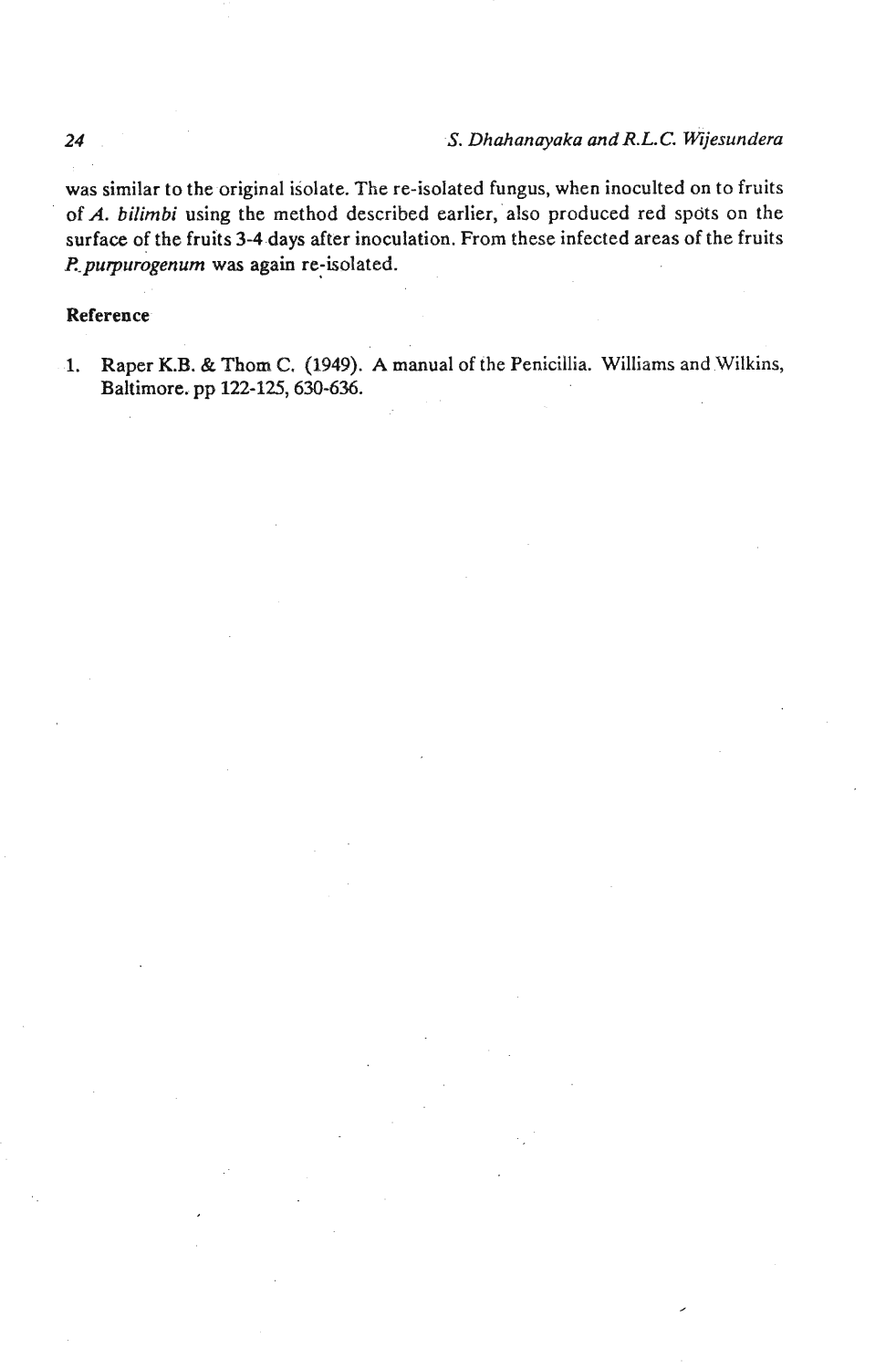was similar to the original isolate. The re-isolated fungus, when inoculted on to fruits of *A. bilimbi* using the method described earlier, also produced red spots on the surface of the fruits 3-4 days after inoculation. From these infected areas of the fruits *P. purpurogenum* was again re-isolated.

## Reference

1. Raper K.B. & Thom C. (1949). A manual of the Penicillia. Williams and Wilkins, Baltimore. pp 122-125, 630-636.